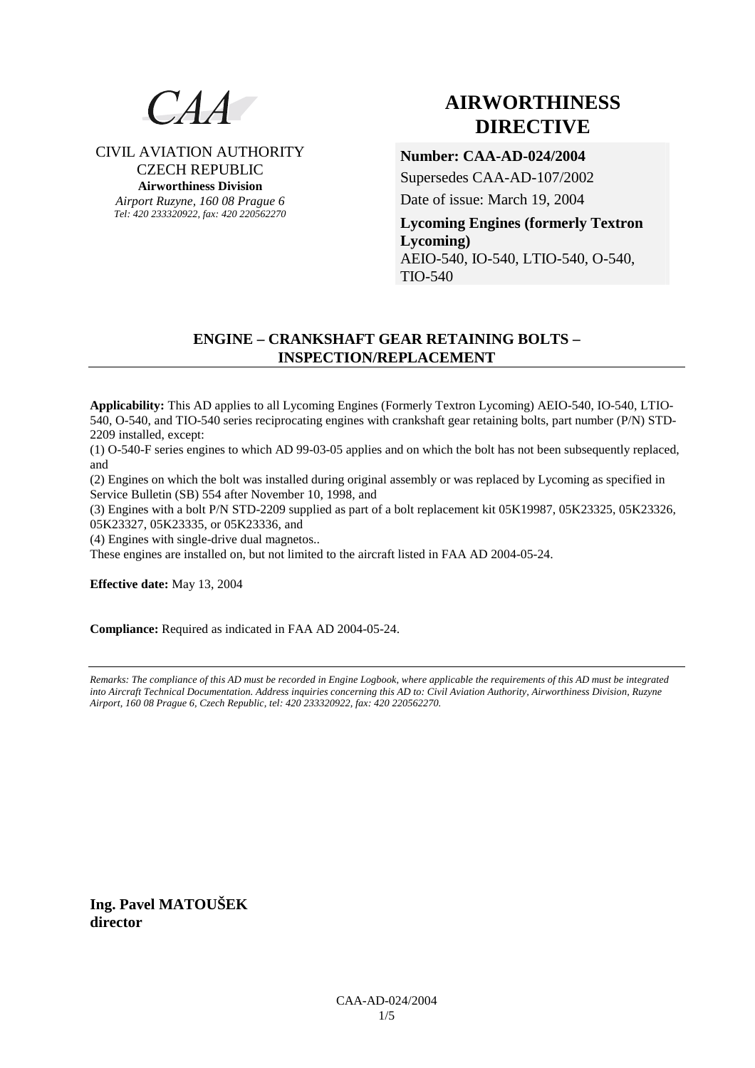CAA

CIVIL AVIATION AUTHORITY
CZECH REPUBLIC
**Airworthiness Division**
*Airport Ruzyne, 160 08 Prague 6*
*Tel: 420 233320922, fax: 420 220562270*

# AIRWORTHINESS DIRECTIVE

**Number: CAA-AD-024/2004**
Supersedes CAA-AD-107/2002
Date of issue: March 19, 2004

**Lycoming Engines (formerly Textron Lycoming)**
AEIO-540, IO-540, LTIO-540, O-540, TIO-540

## ENGINE – CRANKSHAFT GEAR RETAINING BOLTS – INSPECTION/REPLACEMENT

**Applicability:** This AD applies to all Lycoming Engines (Formerly Textron Lycoming) AEIO-540, IO-540, LTIO-540, O-540, and TIO-540 series reciprocating engines with crankshaft gear retaining bolts, part number (P/N) STD-2209 installed, except:
(1) O-540-F series engines to which AD 99-03-05 applies and on which the bolt has not been subsequently replaced, and
(2) Engines on which the bolt was installed during original assembly or was replaced by Lycoming as specified in Service Bulletin (SB) 554 after November 10, 1998, and
(3) Engines with a bolt P/N STD-2209 supplied as part of a bolt replacement kit 05K19987, 05K23325, 05K23326, 05K23327, 05K23335, or 05K23336, and
(4) Engines with single-drive dual magnetos..
These engines are installed on, but not limited to the aircraft listed in FAA AD 2004-05-24.

**Effective date:** May 13, 2004

**Compliance:** Required as indicated in FAA AD 2004-05-24.

*Remarks: The compliance of this AD must be recorded in Engine Logbook, where applicable the requirements of this AD must be integrated into Aircraft Technical Documentation. Address inquiries concerning this AD to: Civil Aviation Authority, Airworthiness Division, Ruzyne Airport, 160 08 Prague 6, Czech Republic, tel: 420 233320922, fax: 420 220562270.*

**Ing. Pavel MATOUŠEK**
**director**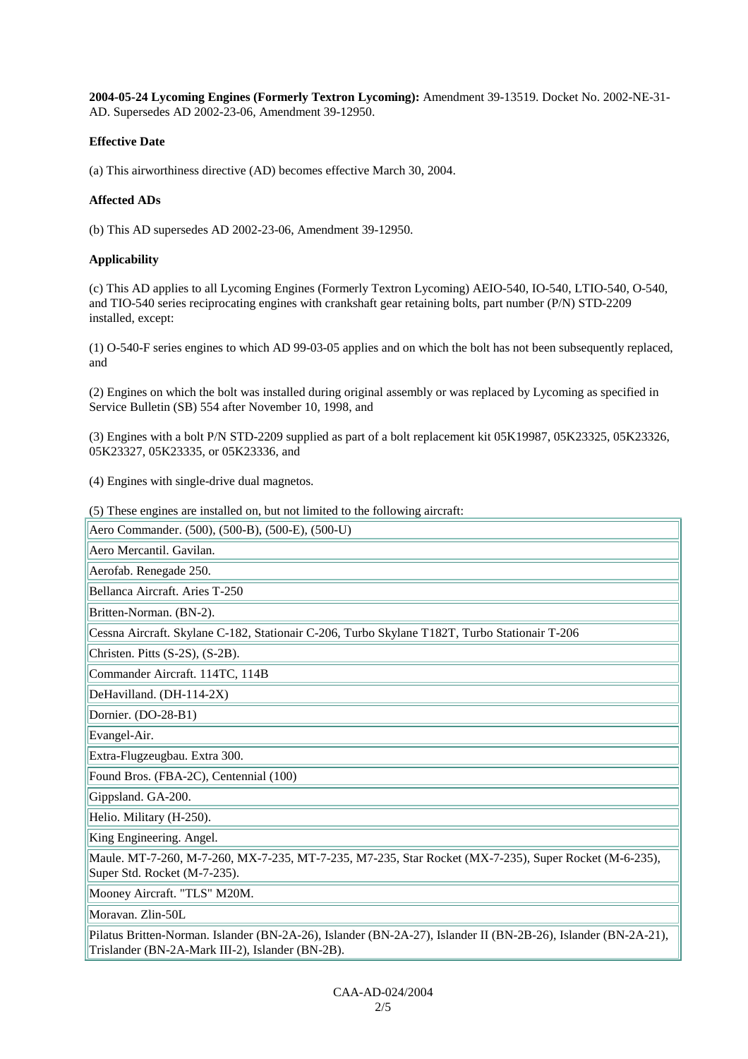**2004-05-24 Lycoming Engines (Formerly Textron Lycoming):** Amendment 39-13519. Docket No. 2002-NE-31-AD. Supersedes AD 2002-23-06, Amendment 39-12950.

**Effective Date**

(a) This airworthiness directive (AD) becomes effective March 30, 2004.

**Affected ADs**

(b) This AD supersedes AD 2002-23-06, Amendment 39-12950.

**Applicability**

(c) This AD applies to all Lycoming Engines (Formerly Textron Lycoming) AEIO-540, IO-540, LTIO-540, O-540, and TIO-540 series reciprocating engines with crankshaft gear retaining bolts, part number (P/N) STD-2209 installed, except:

(1) O-540-F series engines to which AD 99-03-05 applies and on which the bolt has not been subsequently replaced, and

(2) Engines on which the bolt was installed during original assembly or was replaced by Lycoming as specified in Service Bulletin (SB) 554 after November 10, 1998, and

(3) Engines with a bolt P/N STD-2209 supplied as part of a bolt replacement kit 05K19987, 05K23325, 05K23326, 05K23327, 05K23335, or 05K23336, and

(4) Engines with single-drive dual magnetos.

(5) These engines are installed on, but not limited to the following aircraft:

| |
|---|
| Aero Commander. (500), (500-B), (500-E), (500-U) |
| Aero Mercantil. Gavilan. |
| Aerofab. Renegade 250. |
| Bellanca Aircraft. Aries T-250 |
| Britten-Norman. (BN-2). |
| Cessna Aircraft. Skylane C-182, Stationair C-206, Turbo Skylane T182T, Turbo Stationair T-206 |
| Christen. Pitts (S-2S), (S-2B). |
| Commander Aircraft. 114TC, 114B |
| DeHavilland. (DH-114-2X) |
| Dornier. (DO-28-B1) |
| Evangel-Air. |
| Extra-Flugzeugbau. Extra 300. |
| Found Bros. (FBA-2C), Centennial (100) |
| Gippsland. GA-200. |
| Helio. Military (H-250). |
| King Engineering. Angel. |
| Maule. MT-7-260, M-7-260, MX-7-235, MT-7-235, M7-235, Star Rocket (MX-7-235), Super Rocket (M-6-235), Super Std. Rocket (M-7-235). |
| Mooney Aircraft. "TLS" M20M. |
| Moravan. Zlin-50L |
| Pilatus Britten-Norman. Islander (BN-2A-26), Islander (BN-2A-27), Islander II (BN-2B-26), Islander (BN-2A-21), Trislander (BN-2A-Mark III-2), Islander (BN-2B). |

CAA-AD-024/2004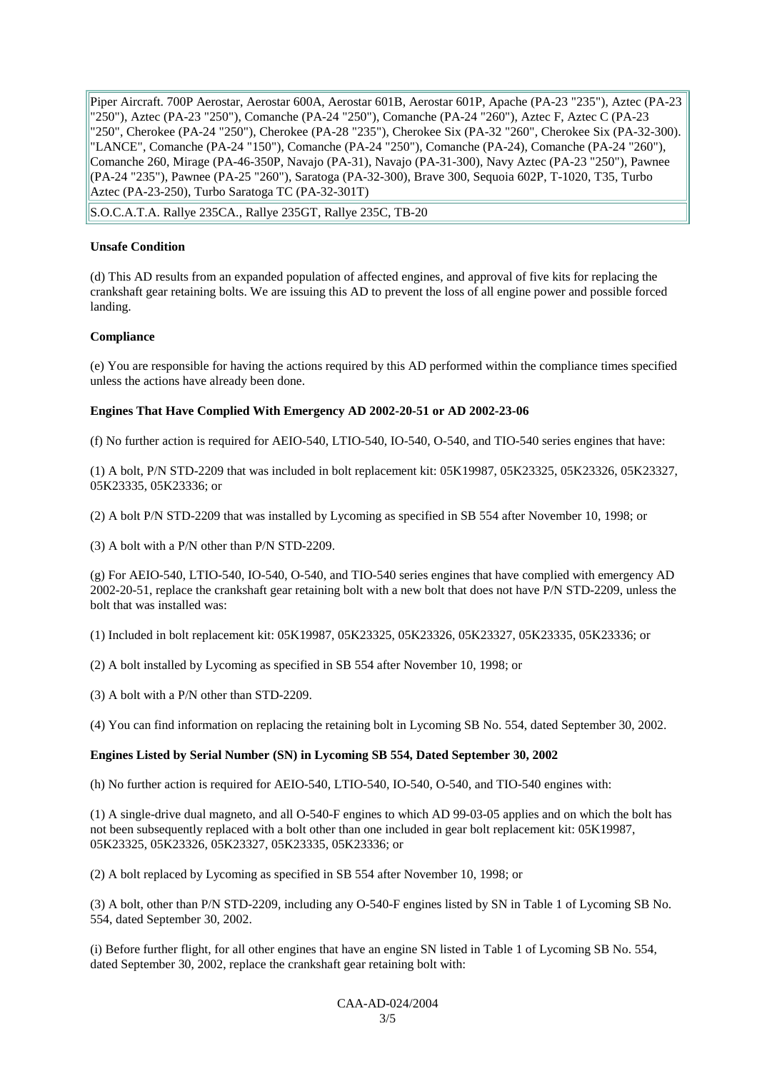| |
|---|
| Piper Aircraft. 700P Aerostar, Aerostar 600A, Aerostar 601B, Aerostar 601P, Apache (PA-23 "235"), Aztec (PA-23 "250"), Aztec (PA-23 "250"), Comanche (PA-24 "250"), Comanche (PA-24 "260"), Aztec F, Aztec C (PA-23 "250", Cherokee (PA-24 "250"), Cherokee (PA-28 "235"), Cherokee Six (PA-32 "260", Cherokee Six (PA-32-300). "LANCE", Comanche (PA-24 "150"), Comanche (PA-24 "250"), Comanche (PA-24), Comanche (PA-24 "260"), Comanche 260, Mirage (PA-46-350P, Navajo (PA-31), Navajo (PA-31-300), Navy Aztec (PA-23 "250"), Pawnee (PA-24 "235"), Pawnee (PA-25 "260"), Saratoga (PA-32-300), Brave 300, Sequoia 602P, T-1020, T35, Turbo Aztec (PA-23-250), Turbo Saratoga TC (PA-32-301T) |
| S.O.C.A.T.A. Rallye 235CA., Rallye 235GT, Rallye 235C, TB-20 |

**Unsafe Condition**

(d) This AD results from an expanded population of affected engines, and approval of five kits for replacing the crankshaft gear retaining bolts. We are issuing this AD to prevent the loss of all engine power and possible forced landing.

**Compliance**

(e) You are responsible for having the actions required by this AD performed within the compliance times specified unless the actions have already been done.

**Engines That Have Complied With Emergency AD 2002-20-51 or AD 2002-23-06**

(f) No further action is required for AEIO-540, LTIO-540, IO-540, O-540, and TIO-540 series engines that have:

(1) A bolt, P/N STD-2209 that was included in bolt replacement kit: 05K19987, 05K23325, 05K23326, 05K23327, 05K23335, 05K23336; or

(2) A bolt P/N STD-2209 that was installed by Lycoming as specified in SB 554 after November 10, 1998; or

(3) A bolt with a P/N other than P/N STD-2209.

(g) For AEIO-540, LTIO-540, IO-540, O-540, and TIO-540 series engines that have complied with emergency AD 2002-20-51, replace the crankshaft gear retaining bolt with a new bolt that does not have P/N STD-2209, unless the bolt that was installed was:

(1) Included in bolt replacement kit: 05K19987, 05K23325, 05K23326, 05K23327, 05K23335, 05K23336; or

(2) A bolt installed by Lycoming as specified in SB 554 after November 10, 1998; or

(3) A bolt with a P/N other than STD-2209.

(4) You can find information on replacing the retaining bolt in Lycoming SB No. 554, dated September 30, 2002.

**Engines Listed by Serial Number (SN) in Lycoming SB 554, Dated September 30, 2002**

(h) No further action is required for AEIO-540, LTIO-540, IO-540, O-540, and TIO-540 engines with:

(1) A single-drive dual magneto, and all O-540-F engines to which AD 99-03-05 applies and on which the bolt has not been subsequently replaced with a bolt other than one included in gear bolt replacement kit: 05K19987, 05K23325, 05K23326, 05K23327, 05K23335, 05K23336; or

(2) A bolt replaced by Lycoming as specified in SB 554 after November 10, 1998; or

(3) A bolt, other than P/N STD-2209, including any O-540-F engines listed by SN in Table 1 of Lycoming SB No. 554, dated September 30, 2002.

(i) Before further flight, for all other engines that have an engine SN listed in Table 1 of Lycoming SB No. 554, dated September 30, 2002, replace the crankshaft gear retaining bolt with:

CAA-AD-024/2004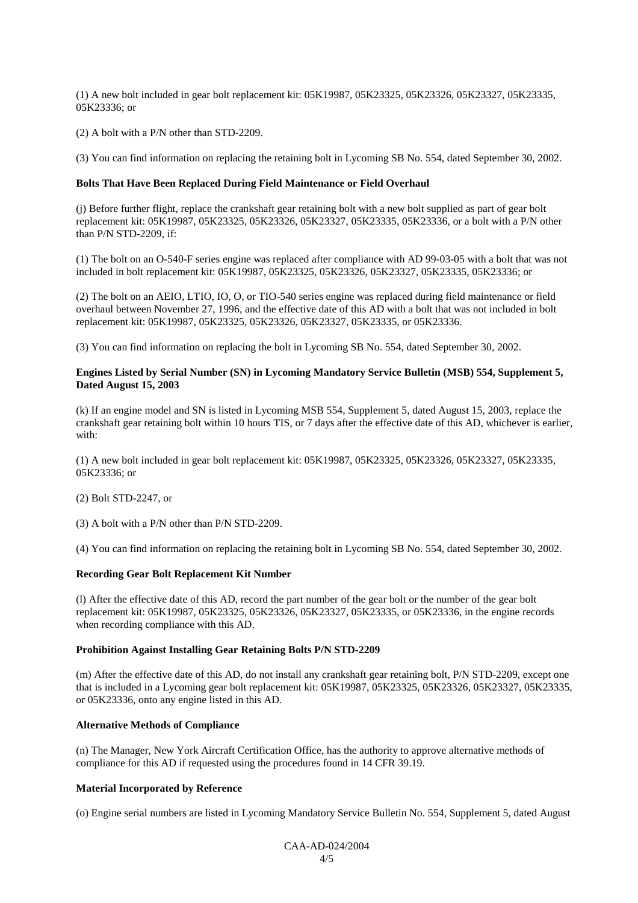(1) A new bolt included in gear bolt replacement kit: 05K19987, 05K23325, 05K23326, 05K23327, 05K23335, 05K23336; or

(2) A bolt with a P/N other than STD-2209.

(3) You can find information on replacing the retaining bolt in Lycoming SB No. 554, dated September 30, 2002.

**Bolts That Have Been Replaced During Field Maintenance or Field Overhaul**

(j) Before further flight, replace the crankshaft gear retaining bolt with a new bolt supplied as part of gear bolt replacement kit: 05K19987, 05K23325, 05K23326, 05K23327, 05K23335, 05K23336, or a bolt with a P/N other than P/N STD-2209, if:

(1) The bolt on an O-540-F series engine was replaced after compliance with AD 99-03-05 with a bolt that was not included in bolt replacement kit: 05K19987, 05K23325, 05K23326, 05K23327, 05K23335, 05K23336; or

(2) The bolt on an AEIO, LTIO, IO, O, or TIO-540 series engine was replaced during field maintenance or field overhaul between November 27, 1996, and the effective date of this AD with a bolt that was not included in bolt replacement kit: 05K19987, 05K23325, 05K23326, 05K23327, 05K23335, or 05K23336.

(3) You can find information on replacing the bolt in Lycoming SB No. 554, dated September 30, 2002.

**Engines Listed by Serial Number (SN) in Lycoming Mandatory Service Bulletin (MSB) 554, Supplement 5, Dated August 15, 2003**

(k) If an engine model and SN is listed in Lycoming MSB 554, Supplement 5, dated August 15, 2003, replace the crankshaft gear retaining bolt within 10 hours TIS, or 7 days after the effective date of this AD, whichever is earlier, with:

(1) A new bolt included in gear bolt replacement kit: 05K19987, 05K23325, 05K23326, 05K23327, 05K23335, 05K23336; or

(2) Bolt STD-2247, or

(3) A bolt with a P/N other than P/N STD-2209.

(4) You can find information on replacing the retaining bolt in Lycoming SB No. 554, dated September 30, 2002.

**Recording Gear Bolt Replacement Kit Number**

(l) After the effective date of this AD, record the part number of the gear bolt or the number of the gear bolt replacement kit: 05K19987, 05K23325, 05K23326, 05K23327, 05K23335, or 05K23336, in the engine records when recording compliance with this AD.

**Prohibition Against Installing Gear Retaining Bolts P/N STD-2209**

(m) After the effective date of this AD, do not install any crankshaft gear retaining bolt, P/N STD-2209, except one that is included in a Lycoming gear bolt replacement kit: 05K19987, 05K23325, 05K23326, 05K23327, 05K23335, or 05K23336, onto any engine listed in this AD.

**Alternative Methods of Compliance**

(n) The Manager, New York Aircraft Certification Office, has the authority to approve alternative methods of compliance for this AD if requested using the procedures found in 14 CFR 39.19.

**Material Incorporated by Reference**

(o) Engine serial numbers are listed in Lycoming Mandatory Service Bulletin No. 554, Supplement 5, dated August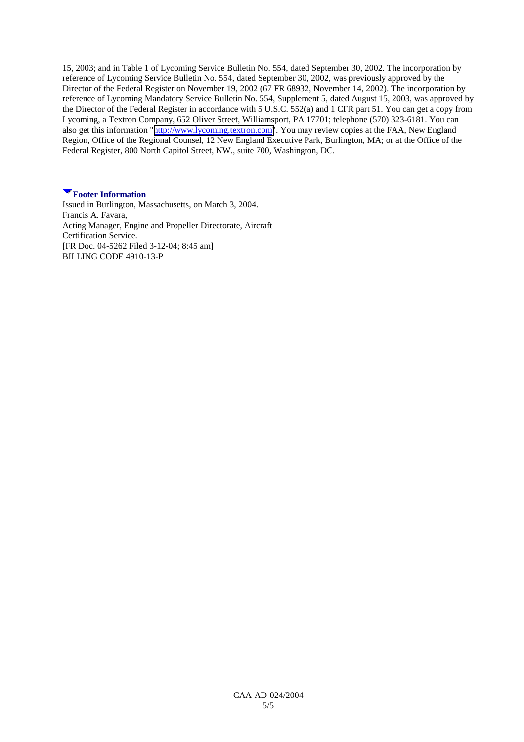15, 2003; and in Table 1 of Lycoming Service Bulletin No. 554, dated September 30, 2002. The incorporation by reference of Lycoming Service Bulletin No. 554, dated September 30, 2002, was previously approved by the Director of the Federal Register on November 19, 2002 (67 FR 68932, November 14, 2002). The incorporation by reference of Lycoming Mandatory Service Bulletin No. 554, Supplement 5, dated August 15, 2003, was approved by the Director of the Federal Register in accordance with 5 U.S.C. 552(a) and 1 CFR part 51. You can get a copy from Lycoming, a Textron Company, 652 Oliver Street, Williamsport, PA 17701; telephone (570) 323-6181. You can also get this information "http://www.lycoming.textron.com". You may review copies at the FAA, New England Region, Office of the Regional Counsel, 12 New England Executive Park, Burlington, MA; or at the Office of the Federal Register, 800 North Capitol Street, NW., suite 700, Washington, DC.

**Footer Information**

Issued in Burlington, Massachusetts, on March 3, 2004.
Francis A. Favara,
Acting Manager, Engine and Propeller Directorate, Aircraft Certification Service.
[FR Doc. 04-5262 Filed 3-12-04; 8:45 am]
BILLING CODE 4910-13-P

CAA-AD-024/2004